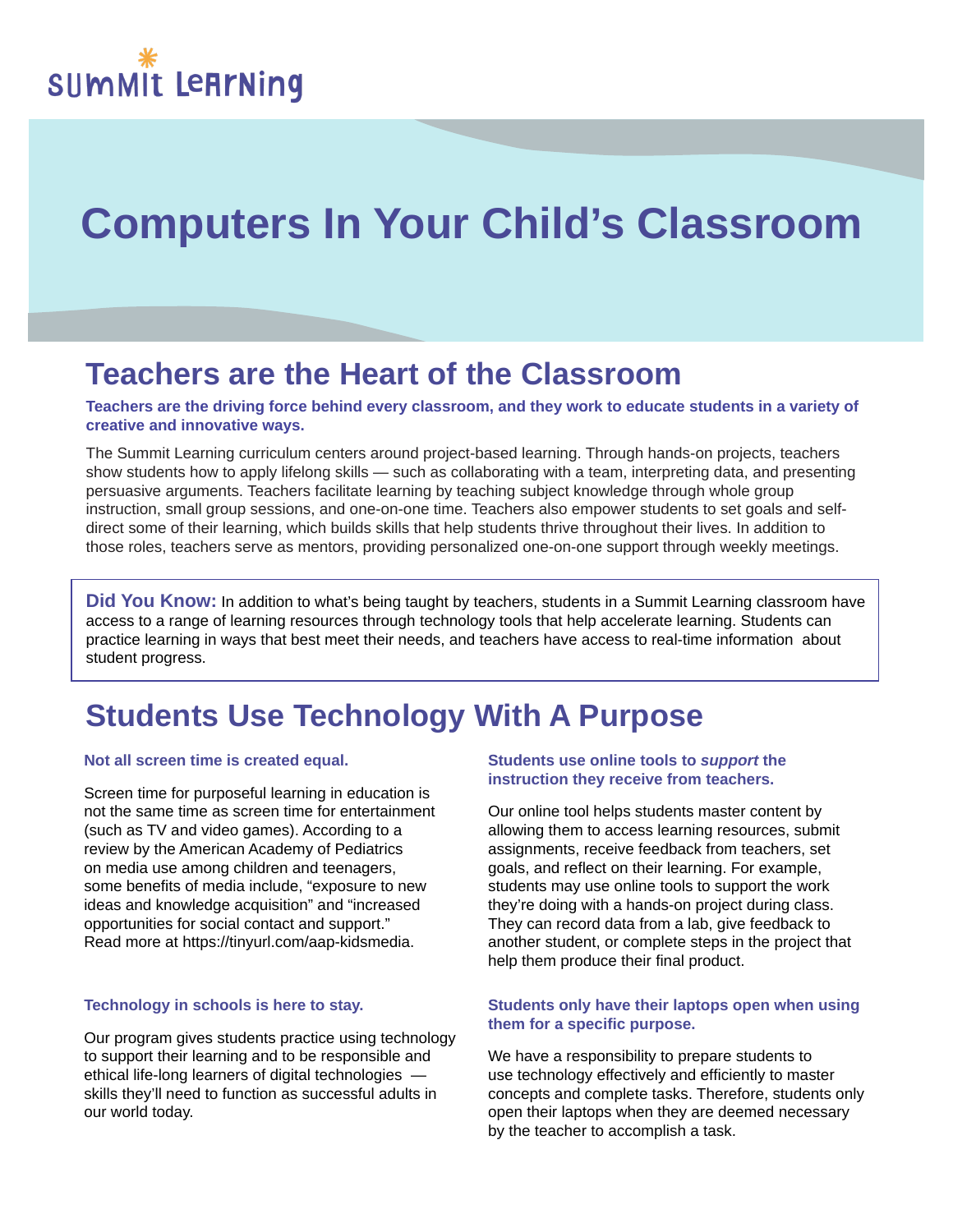Summit Learning

# Computers In Your Child's Classroom

## Teachers are the Heart of the Classroom

**Teachers are the driving force behind every classroom, and they work to educate students in a variety of creative and innovative ways.**

The Summit Learning curriculum centers around project-based learning. Through hands-on projects, teachers show students how to apply lifelong skills — such as collaborating with a team, interpreting data, and presenting persuasive arguments. Teachers facilitate learning by teaching subject knowledge through whole group instruction, small group sessions, and one-on-one time. Teachers also empower students to set goals and self-direct some of their learning, which builds skills that help students thrive throughout their lives. In addition to those roles, teachers serve as mentors, providing personalized one-on-one support through weekly meetings.

> **Did You Know:** In addition to what's being taught by teachers, students in a Summit Learning classroom have access to a range of learning resources through technology tools that help accelerate learning. Students can practice learning in ways that best meet their needs, and teachers have access to real-time information about student progress.

## Students Use Technology With A Purpose

**Not all screen time is created equal.**

Screen time for purposeful learning in education is not the same time as screen time for entertainment (such as TV and video games). According to a review by the American Academy of Pediatrics on media use among children and teenagers, some benefits of media include, "exposure to new ideas and knowledge acquisition" and "increased opportunities for social contact and support." Read more at https://tinyurl.com/aap-kidsmedia.

**Technology in schools is here to stay.**

Our program gives students practice using technology to support their learning and to be responsible and ethical life-long learners of digital technologies — skills they'll need to function as successful adults in our world today.

**Students use online tools to *support* the instruction they receive from teachers.**

Our online tool helps students master content by allowing them to access learning resources, submit assignments, receive feedback from teachers, set goals, and reflect on their learning. For example, students may use online tools to support the work they're doing with a hands-on project during class. They can record data from a lab, give feedback to another student, or complete steps in the project that help them produce their final product.

**Students only have their laptops open when using them for a specific purpose.**

We have a responsibility to prepare students to use technology effectively and efficiently to master concepts and complete tasks. Therefore, students only open their laptops when they are deemed necessary by the teacher to accomplish a task.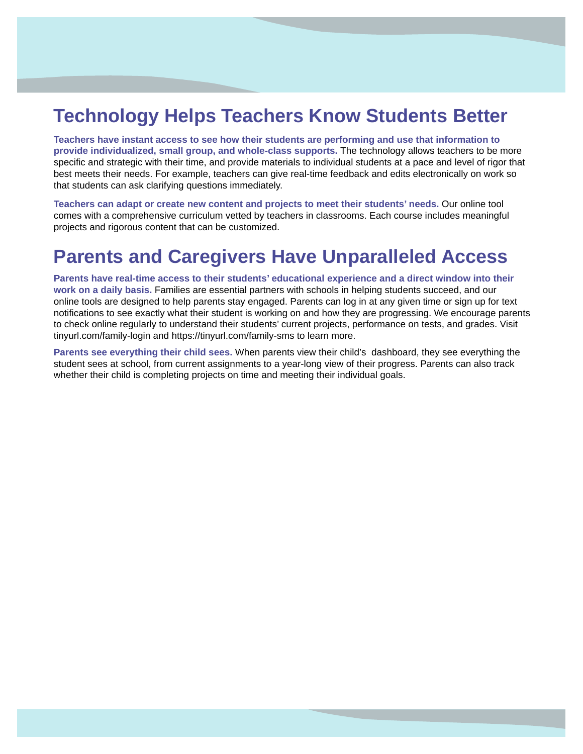# Technology Helps Teachers Know Students Better

**Teachers have instant access to see how their students are performing and use that information to provide individualized, small group, and whole-class supports.** The technology allows teachers to be more specific and strategic with their time, and provide materials to individual students at a pace and level of rigor that best meets their needs. For example, teachers can give real-time feedback and edits electronically on work so that students can ask clarifying questions immediately.

**Teachers can adapt or create new content and projects to meet their students' needs.** Our online tool comes with a comprehensive curriculum vetted by teachers in classrooms. Each course includes meaningful projects and rigorous content that can be customized.

# Parents and Caregivers Have Unparalleled Access

**Parents have real-time access to their students' educational experience and a direct window into their work on a daily basis.** Families are essential partners with schools in helping students succeed, and our online tools are designed to help parents stay engaged. Parents can log in at any given time or sign up for text notifications to see exactly what their student is working on and how they are progressing. We encourage parents to check online regularly to understand their students' current projects, performance on tests, and grades. Visit tinyurl.com/family-login and https://tinyurl.com/family-sms to learn more.

**Parents see everything their child sees.** When parents view their child's dashboard, they see everything the student sees at school, from current assignments to a year-long view of their progress. Parents can also track whether their child is completing projects on time and meeting their individual goals.